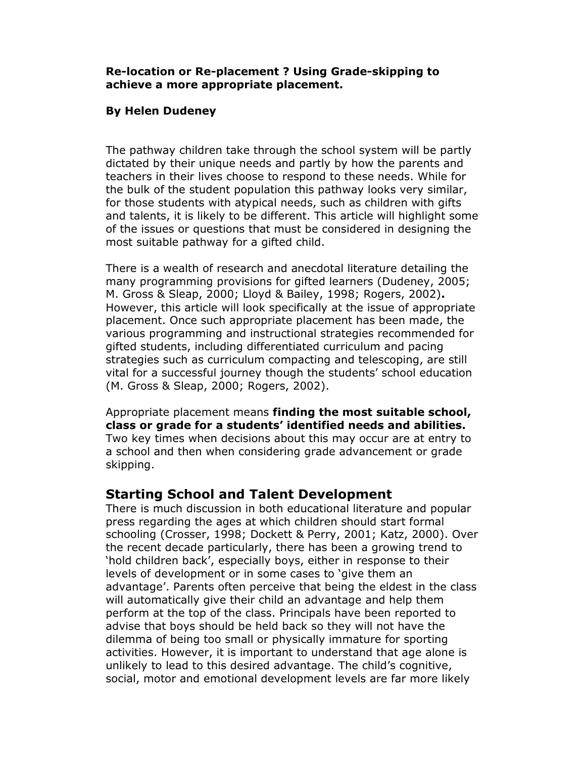**Re-location or Re-placement ? Using Grade-skipping to achieve a more appropriate placement.**

**By Helen Dudeney**

The pathway children take through the school system will be partly dictated by their unique needs and partly by how the parents and teachers in their lives choose to respond to these needs. While for the bulk of the student population this pathway looks very similar, for those students with atypical needs, such as children with gifts and talents, it is likely to be different. This article will highlight some of the issues or questions that must be considered in designing the most suitable pathway for a gifted child.

There is a wealth of research and anecdotal literature detailing the many programming provisions for gifted learners (Dudeney, 2005; M. Gross & Sleap, 2000; Lloyd & Bailey, 1998; Rogers, 2002)**.** However, this article will look specifically at the issue of appropriate placement. Once such appropriate placement has been made, the various programming and instructional strategies recommended for gifted students, including differentiated curriculum and pacing strategies such as curriculum compacting and telescoping, are still vital for a successful journey though the students' school education (M. Gross & Sleap, 2000; Rogers, 2002).

Appropriate placement means **finding the most suitable school, class or grade for a students' identified needs and abilities.** Two key times when decisions about this may occur are at entry to a school and then when considering grade advancement or grade skipping.

## Starting School and Talent Development

There is much discussion in both educational literature and popular press regarding the ages at which children should start formal schooling (Crosser, 1998; Dockett & Perry, 2001; Katz, 2000). Over the recent decade particularly, there has been a growing trend to 'hold children back', especially boys, either in response to their levels of development or in some cases to 'give them an advantage'. Parents often perceive that being the eldest in the class will automatically give their child an advantage and help them perform at the top of the class. Principals have been reported to advise that boys should be held back so they will not have the dilemma of being too small or physically immature for sporting activities. However, it is important to understand that age alone is unlikely to lead to this desired advantage. The child's cognitive, social, motor and emotional development levels are far more likely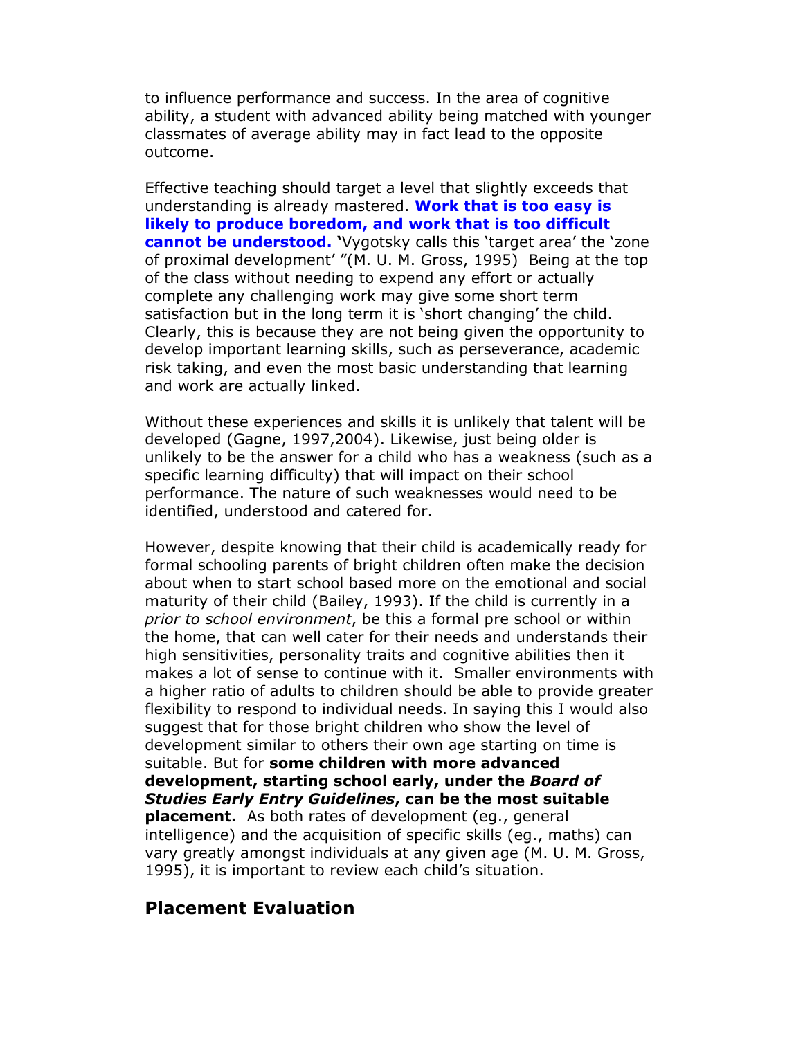to influence performance and success. In the area of cognitive ability, a student with advanced ability being matched with younger classmates of average ability may in fact lead to the opposite outcome.

Effective teaching should target a level that slightly exceeds that understanding is already mastered. **Work that is too easy is likely to produce boredom, and work that is too difficult cannot be understood.** 'Vygotsky calls this 'target area' the 'zone of proximal development' "(M. U. M. Gross, 1995) Being at the top of the class without needing to expend any effort or actually complete any challenging work may give some short term satisfaction but in the long term it is 'short changing' the child. Clearly, this is because they are not being given the opportunity to develop important learning skills, such as perseverance, academic risk taking, and even the most basic understanding that learning and work are actually linked.

Without these experiences and skills it is unlikely that talent will be developed (Gagne, 1997,2004). Likewise, just being older is unlikely to be the answer for a child who has a weakness (such as a specific learning difficulty) that will impact on their school performance. The nature of such weaknesses would need to be identified, understood and catered for.

However, despite knowing that their child is academically ready for formal schooling parents of bright children often make the decision about when to start school based more on the emotional and social maturity of their child (Bailey, 1993). If the child is currently in a *prior to school environment*, be this a formal pre school or within the home, that can well cater for their needs and understands their high sensitivities, personality traits and cognitive abilities then it makes a lot of sense to continue with it. Smaller environments with a higher ratio of adults to children should be able to provide greater flexibility to respond to individual needs. In saying this I would also suggest that for those bright children who show the level of development similar to others their own age starting on time is suitable. But for **some children with more advanced development, starting school early, under the *Board of Studies Early Entry Guidelines*, can be the most suitable placement.** As both rates of development (eg., general intelligence) and the acquisition of specific skills (eg., maths) can vary greatly amongst individuals at any given age (M. U. M. Gross, 1995), it is important to review each child's situation.

## Placement Evaluation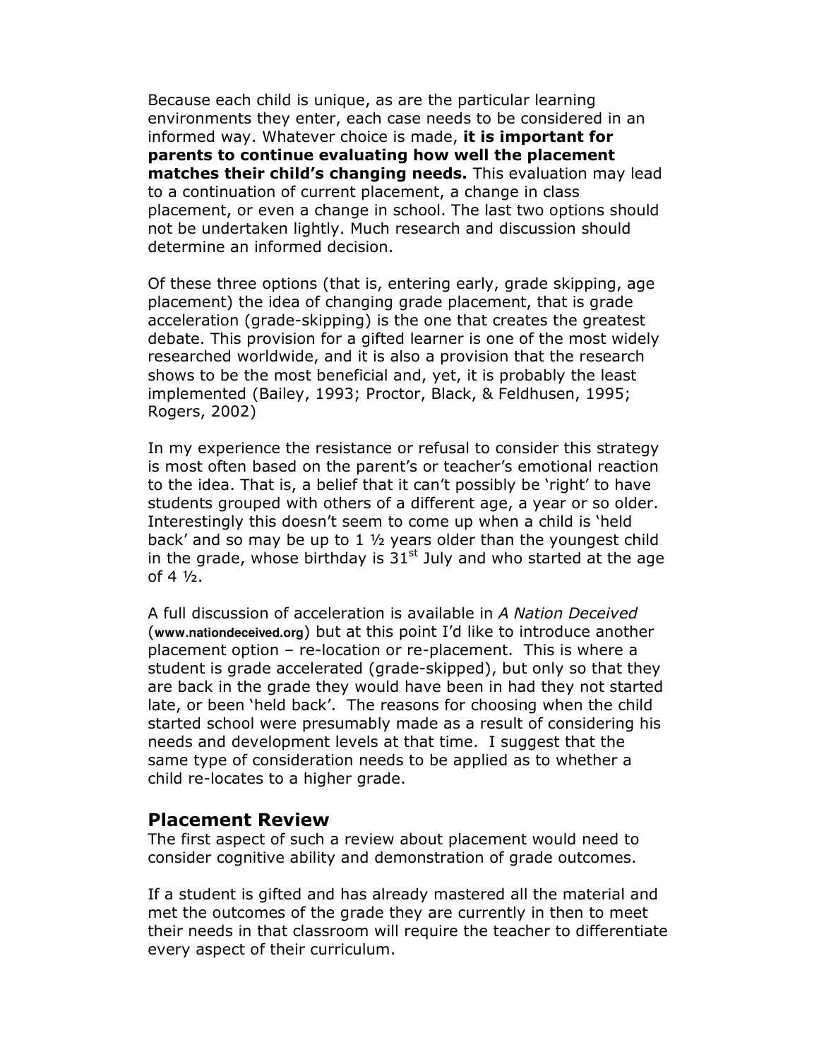Because each child is unique, as are the particular learning environments they enter, each case needs to be considered in an informed way. Whatever choice is made, **it is important for parents to continue evaluating how well the placement matches their child's changing needs.** This evaluation may lead to a continuation of current placement, a change in class placement, or even a change in school. The last two options should not be undertaken lightly. Much research and discussion should determine an informed decision.

Of these three options (that is, entering early, grade skipping, age placement) the idea of changing grade placement, that is grade acceleration (grade-skipping) is the one that creates the greatest debate. This provision for a gifted learner is one of the most widely researched worldwide, and it is also a provision that the research shows to be the most beneficial and, yet, it is probably the least implemented (Bailey, 1993; Proctor, Black, & Feldhusen, 1995; Rogers, 2002)

In my experience the resistance or refusal to consider this strategy is most often based on the parent's or teacher's emotional reaction to the idea. That is, a belief that it can't possibly be 'right' to have students grouped with others of a different age, a year or so older. Interestingly this doesn't seem to come up when a child is 'held back' and so may be up to 1 ½ years older than the youngest child in the grade, whose birthday is 31st July and who started at the age of 4 ½.

A full discussion of acceleration is available in *A Nation Deceived* (**www.nationdeceived.org**) but at this point I'd like to introduce another placement option – re-location or re-placement. This is where a student is grade accelerated (grade-skipped), but only so that they are back in the grade they would have been in had they not started late, or been 'held back'. The reasons for choosing when the child started school were presumably made as a result of considering his needs and development levels at that time. I suggest that the same type of consideration needs to be applied as to whether a child re-locates to a higher grade.

## Placement Review

The first aspect of such a review about placement would need to consider cognitive ability and demonstration of grade outcomes.

If a student is gifted and has already mastered all the material and met the outcomes of the grade they are currently in then to meet their needs in that classroom will require the teacher to differentiate every aspect of their curriculum.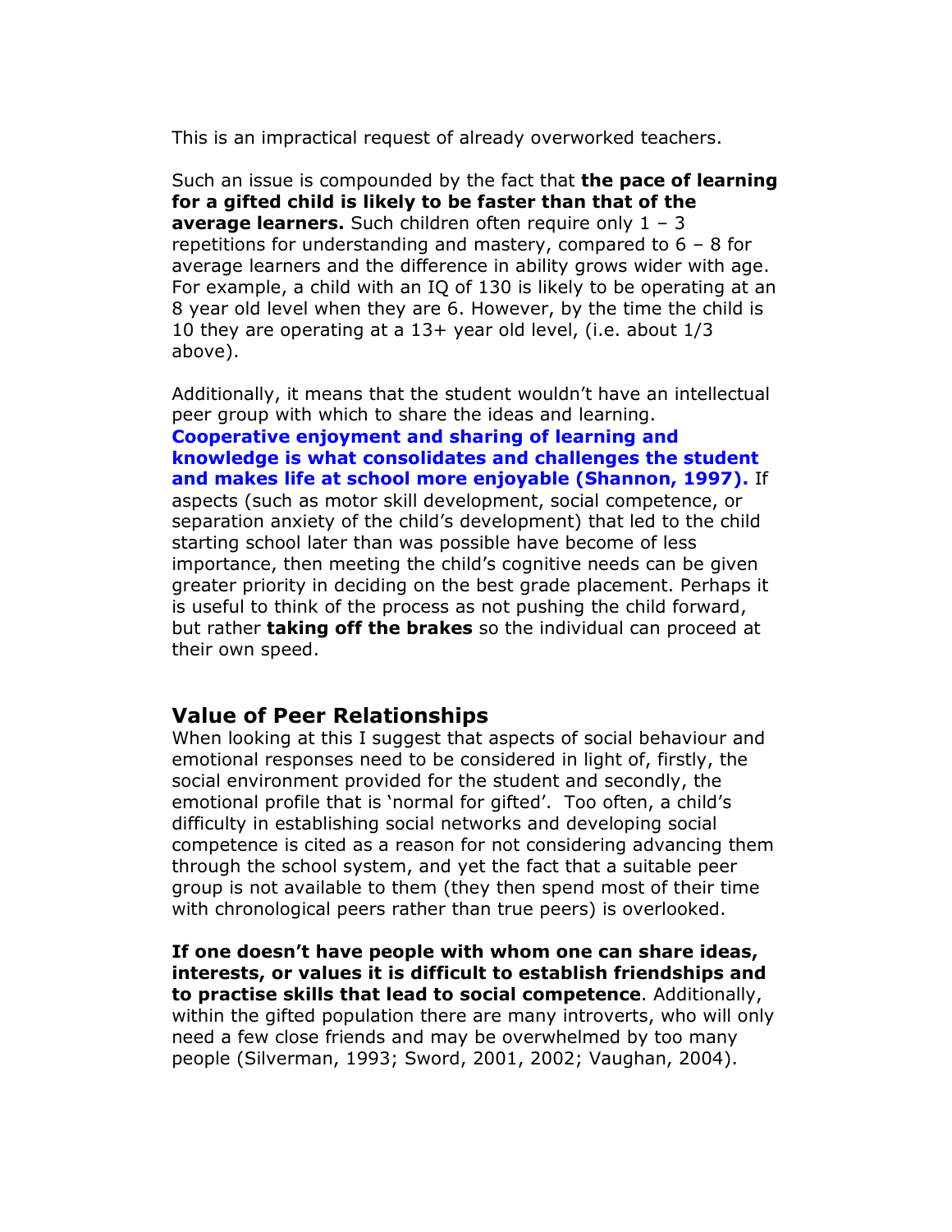This is an impractical request of already overworked teachers.

Such an issue is compounded by the fact that **the pace of learning for a gifted child is likely to be faster than that of the average learners.** Such children often require only 1 – 3 repetitions for understanding and mastery, compared to 6 – 8 for average learners and the difference in ability grows wider with age. For example, a child with an IQ of 130 is likely to be operating at an 8 year old level when they are 6. However, by the time the child is 10 they are operating at a 13+ year old level, (i.e. about 1/3 above).

Additionally, it means that the student wouldn't have an intellectual peer group with which to share the ideas and learning. **Cooperative enjoyment and sharing of learning and knowledge is what consolidates and challenges the student and makes life at school more enjoyable (Shannon, 1997).** If aspects (such as motor skill development, social competence, or separation anxiety of the child's development) that led to the child starting school later than was possible have become of less importance, then meeting the child's cognitive needs can be given greater priority in deciding on the best grade placement. Perhaps it is useful to think of the process as not pushing the child forward, but rather **taking off the brakes** so the individual can proceed at their own speed.

## Value of Peer Relationships

When looking at this I suggest that aspects of social behaviour and emotional responses need to be considered in light of, firstly, the social environment provided for the student and secondly, the emotional profile that is 'normal for gifted'. Too often, a child's difficulty in establishing social networks and developing social competence is cited as a reason for not considering advancing them through the school system, and yet the fact that a suitable peer group is not available to them (they then spend most of their time with chronological peers rather than true peers) is overlooked.

**If one doesn't have people with whom one can share ideas, interests, or values it is difficult to establish friendships and to practise skills that lead to social competence**. Additionally, within the gifted population there are many introverts, who will only need a few close friends and may be overwhelmed by too many people (Silverman, 1993; Sword, 2001, 2002; Vaughan, 2004).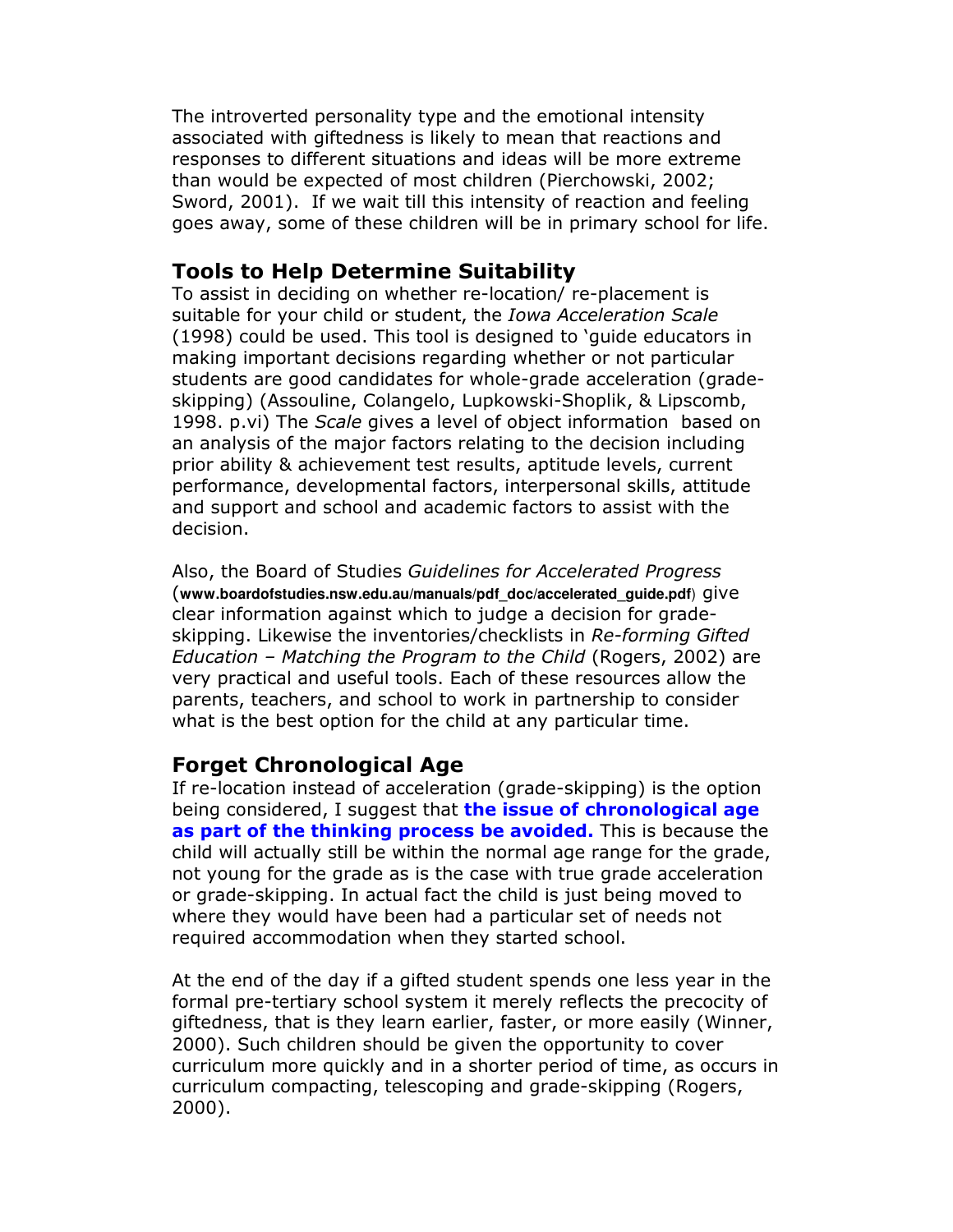The introverted personality type and the emotional intensity associated with giftedness is likely to mean that reactions and responses to different situations and ideas will be more extreme than would be expected of most children (Pierchowski, 2002; Sword, 2001). If we wait till this intensity of reaction and feeling goes away, some of these children will be in primary school for life.

## Tools to Help Determine Suitability

To assist in deciding on whether re-location/ re-placement is suitable for your child or student, the *Iowa Acceleration Scale* (1998) could be used. This tool is designed to 'guide educators in making important decisions regarding whether or not particular students are good candidates for whole-grade acceleration (grade-skipping) (Assouline, Colangelo, Lupkowski-Shoplik, & Lipscomb, 1998. p.vi) The *Scale* gives a level of object information based on an analysis of the major factors relating to the decision including prior ability & achievement test results, aptitude levels, current performance, developmental factors, interpersonal skills, attitude and support and school and academic factors to assist with the decision.

Also, the Board of Studies *Guidelines for Accelerated Progress* (**www.boardofstudies.nsw.edu.au/manuals/pdf_doc/accelerated_guide.pdf**) give clear information against which to judge a decision for grade-skipping. Likewise the inventories/checklists in *Re-forming Gifted Education – Matching the Program to the Child* (Rogers, 2002) are very practical and useful tools. Each of these resources allow the parents, teachers, and school to work in partnership to consider what is the best option for the child at any particular time.

## Forget Chronological Age

If re-location instead of acceleration (grade-skipping) is the option being considered, I suggest that **the issue of chronological age as part of the thinking process be avoided.** This is because the child will actually still be within the normal age range for the grade, not young for the grade as is the case with true grade acceleration or grade-skipping. In actual fact the child is just being moved to where they would have been had a particular set of needs not required accommodation when they started school.

At the end of the day if a gifted student spends one less year in the formal pre-tertiary school system it merely reflects the precocity of giftedness, that is they learn earlier, faster, or more easily (Winner, 2000). Such children should be given the opportunity to cover curriculum more quickly and in a shorter period of time, as occurs in curriculum compacting, telescoping and grade-skipping (Rogers, 2000).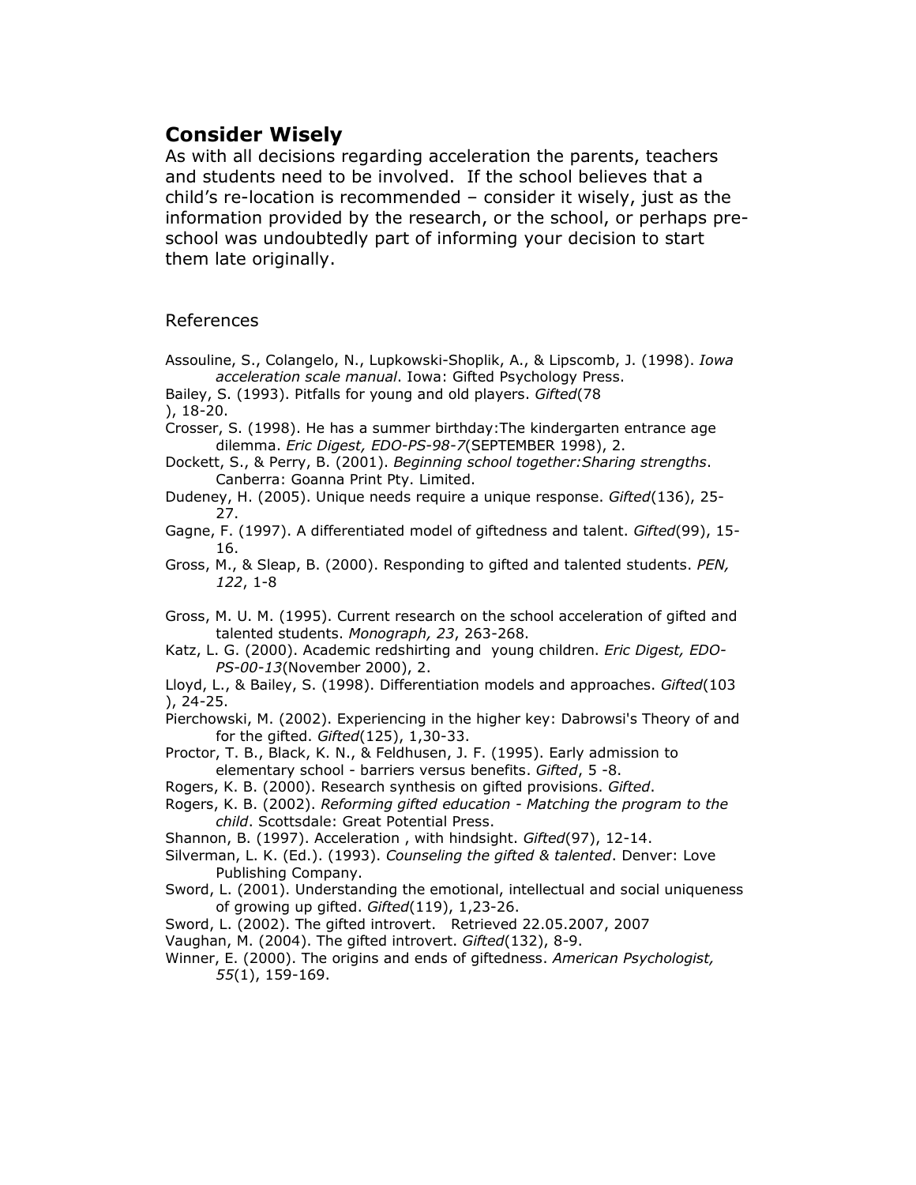## Consider Wisely

As with all decisions regarding acceleration the parents, teachers and students need to be involved. If the school believes that a child's re-location is recommended – consider it wisely, just as the information provided by the research, or the school, or perhaps pre-school was undoubtedly part of informing your decision to start them late originally.

References

Assouline, S., Colangelo, N., Lupkowski-Shoplik, A., & Lipscomb, J. (1998). *Iowa acceleration scale manual*. Iowa: Gifted Psychology Press.

Bailey, S. (1993). Pitfalls for young and old players. *Gifted*(78 ), 18-20.

Crosser, S. (1998). He has a summer birthday:The kindergarten entrance age dilemma. *Eric Digest, EDO-PS-98-7*(SEPTEMBER 1998), 2.

Dockett, S., & Perry, B. (2001). *Beginning school together:Sharing strengths*. Canberra: Goanna Print Pty. Limited.

Dudeney, H. (2005). Unique needs require a unique response. *Gifted*(136), 25-27.

Gagne, F. (1997). A differentiated model of giftedness and talent. *Gifted*(99), 15-16.

Gross, M., & Sleap, B. (2000). Responding to gifted and talented students. *PEN, 122*, 1-8

Gross, M. U. M. (1995). Current research on the school acceleration of gifted and talented students. *Monograph, 23*, 263-268.

Katz, L. G. (2000). Academic redshirting and young children. *Eric Digest, EDO-PS-00-13*(November 2000), 2.

Lloyd, L., & Bailey, S. (1998). Differentiation models and approaches. *Gifted*(103 ), 24-25.

Pierchowski, M. (2002). Experiencing in the higher key: Dabrowsi's Theory of and for the gifted. *Gifted*(125), 1,30-33.

Proctor, T. B., Black, K. N., & Feldhusen, J. F. (1995). Early admission to elementary school - barriers versus benefits. *Gifted*, 5 -8.

Rogers, K. B. (2000). Research synthesis on gifted provisions. *Gifted*.

Rogers, K. B. (2002). *Reforming gifted education - Matching the program to the child*. Scottsdale: Great Potential Press.

Shannon, B. (1997). Acceleration , with hindsight. *Gifted*(97), 12-14.

Silverman, L. K. (Ed.). (1993). *Counseling the gifted & talented*. Denver: Love Publishing Company.

Sword, L. (2001). Understanding the emotional, intellectual and social uniqueness of growing up gifted. *Gifted*(119), 1,23-26.

Sword, L. (2002). The gifted introvert. Retrieved 22.05.2007, 2007

Vaughan, M. (2004). The gifted introvert. *Gifted*(132), 8-9.

Winner, E. (2000). The origins and ends of giftedness. *American Psychologist, 55*(1), 159-169.